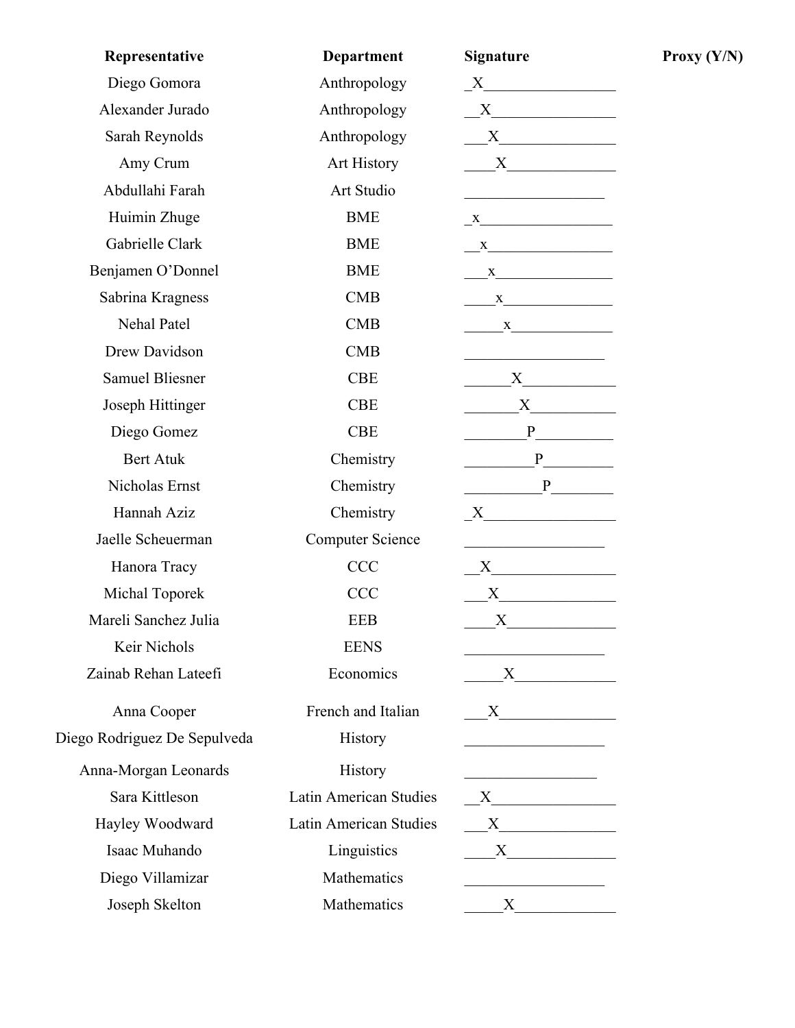| Representative | Department | Signature | Proxy (Y/N) |
|---|---|---|---|
| Diego Gomora | Anthropology | X | |
| Alexander Jurado | Anthropology | X | |
| Sarah Reynolds | Anthropology | X | |
| Amy Crum | Art History | X | |
| Abdullahi Farah | Art Studio | | |
| Huimin Zhuge | BME | x | |
| Gabrielle Clark | BME | x | |
| Benjamen O'Donnel | BME | x | |
| Sabrina Kragness | CMB | x | |
| Nehal Patel | CMB | x | |
| Drew Davidson | CMB | | |
| Samuel Bliesner | CBE | X | |
| Joseph Hittinger | CBE | X | |
| Diego Gomez | CBE | P | |
| Bert Atuk | Chemistry | P | |
| Nicholas Ernst | Chemistry | P | |
| Hannah Aziz | Chemistry | X | |
| Jaelle Scheuerman | Computer Science | | |
| Hanora Tracy | CCC | X | |
| Michal Toporek | CCC | X | |
| Mareli Sanchez Julia | EEB | X | |
| Keir Nichols | EENS | | |
| Zainab Rehan Lateefi | Economics | X | |
| Anna Cooper | French and Italian | X | |
| Diego Rodriguez De Sepulveda | History | | |
| Anna-Morgan Leonards | History | | |
| Sara Kittleson | Latin American Studies | X | |
| Hayley Woodward | Latin American Studies | X | |
| Isaac Muhando | Linguistics | X | |
| Diego Villamizar | Mathematics | | |
| Joseph Skelton | Mathematics | X | |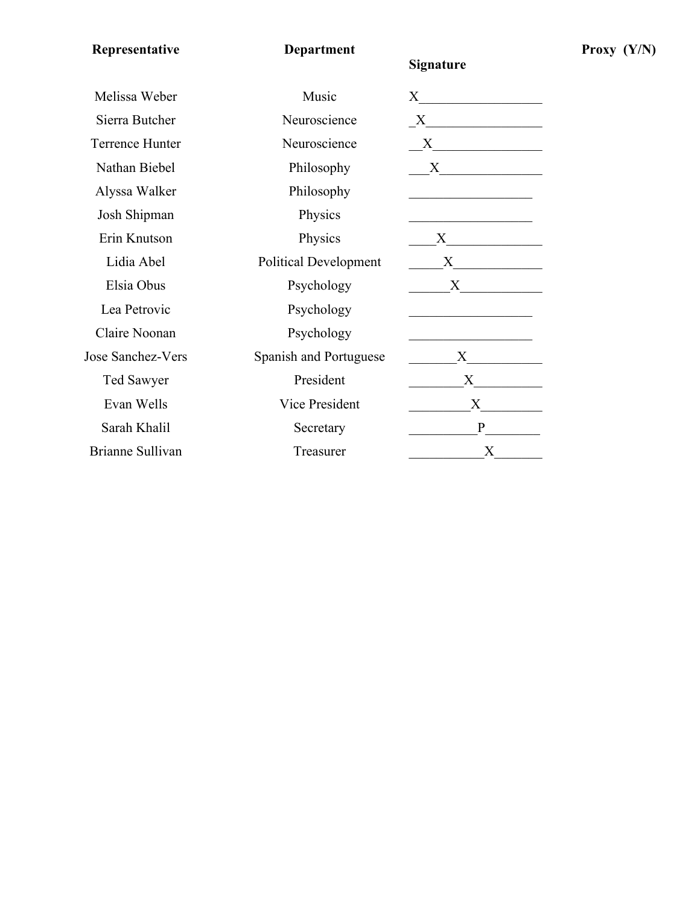| Representative | Department | Signature | Proxy (Y/N) |
|---|---|---|---|
| Melissa Weber | Music | X | |
| Sierra Butcher | Neuroscience | X | |
| Terrence Hunter | Neuroscience | X | |
| Nathan Biebel | Philosophy | X | |
| Alyssa Walker | Philosophy | | |
| Josh Shipman | Physics | | |
| Erin Knutson | Physics | X | |
| Lidia Abel | Political Development | X | |
| Elsia Obus | Psychology | X | |
| Lea Petrovic | Psychology | | |
| Claire Noonan | Psychology | | |
| Jose Sanchez-Vers | Spanish and Portuguese | X | |
| Ted Sawyer | President | X | |
| Evan Wells | Vice President | X | |
| Sarah Khalil | Secretary | P | |
| Brianne Sullivan | Treasurer | X | |